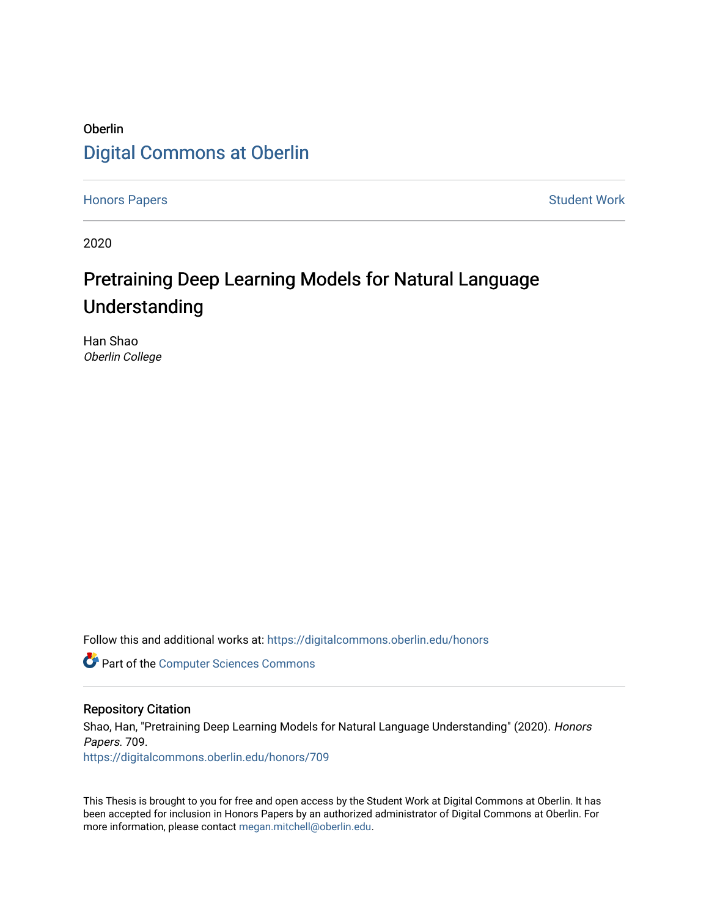Oberlin

Digital Commons at Oberlin

Honors Papers Student Work

2020

# Pretraining Deep Learning Models for Natural Language Understanding

Han Shao
*Oberlin College*

Follow this and additional works at: https://digitalcommons.oberlin.edu/honors

Part of the Computer Sciences Commons

## Repository Citation

Shao, Han, "Pretraining Deep Learning Models for Natural Language Understanding" (2020). *Honors Papers*. 709.
https://digitalcommons.oberlin.edu/honors/709

This Thesis is brought to you for free and open access by the Student Work at Digital Commons at Oberlin. It has been accepted for inclusion in Honors Papers by an authorized administrator of Digital Commons at Oberlin. For more information, please contact megan.mitchell@oberlin.edu.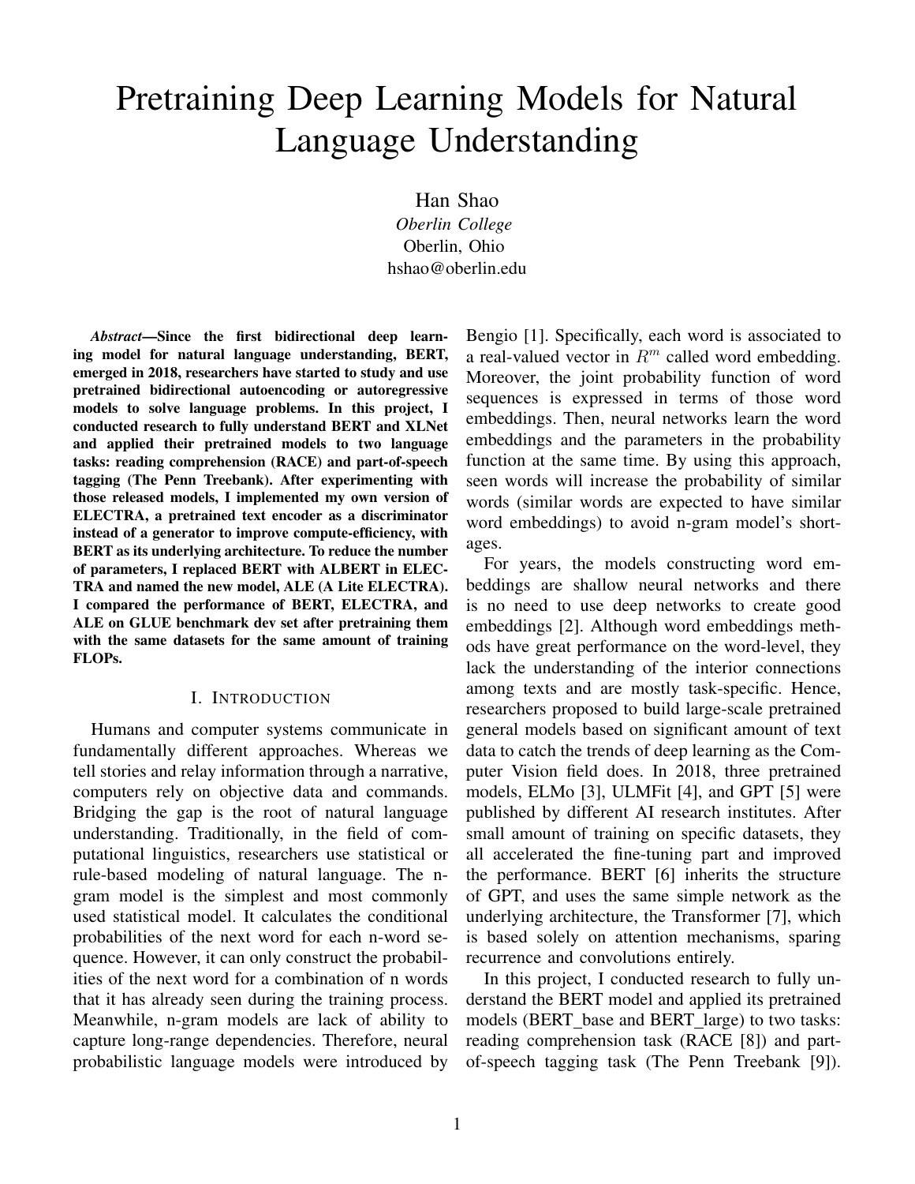# Pretraining Deep Learning Models for Natural Language Understanding

Han Shao
*Oberlin College*
Oberlin, Ohio
hshao@oberlin.edu

***Abstract*—Since the first bidirectional deep learning model for natural language understanding, BERT, emerged in 2018, researchers have started to study and use pretrained bidirectional autoencoding or autoregressive models to solve language problems. In this project, I conducted research to fully understand BERT and XLNet and applied their pretrained models to two language tasks: reading comprehension (RACE) and part-of-speech tagging (The Penn Treebank). After experimenting with those released models, I implemented my own version of ELECTRA, a pretrained text encoder as a discriminator instead of a generator to improve compute-efficiency, with BERT as its underlying architecture. To reduce the number of parameters, I replaced BERT with ALBERT in ELECTRA and named the new model, ALE (A Lite ELECTRA). I compared the performance of BERT, ELECTRA, and ALE on GLUE benchmark dev set after pretraining them with the same datasets for the same amount of training FLOPs.**

## I. Introduction

Humans and computer systems communicate in fundamentally different approaches. Whereas we tell stories and relay information through a narrative, computers rely on objective data and commands. Bridging the gap is the root of natural language understanding. Traditionally, in the field of computational linguistics, researchers use statistical or rule-based modeling of natural language. The n-gram model is the simplest and most commonly used statistical model. It calculates the conditional probabilities of the next word for each n-word sequence. However, it can only construct the probabilities of the next word for a combination of n words that it has already seen during the training process. Meanwhile, n-gram models are lack of ability to capture long-range dependencies. Therefore, neural probabilistic language models were introduced by Bengio [1]. Specifically, each word is associated to a real-valued vector in $R^m$ called word embedding. Moreover, the joint probability function of word sequences is expressed in terms of those word embeddings. Then, neural networks learn the word embeddings and the parameters in the probability function at the same time. By using this approach, seen words will increase the probability of similar words (similar words are expected to have similar word embeddings) to avoid n-gram model's shortages.

For years, the models constructing word embeddings are shallow neural networks and there is no need to use deep networks to create good embeddings [2]. Although word embeddings methods have great performance on the word-level, they lack the understanding of the interior connections among texts and are mostly task-specific. Hence, researchers proposed to build large-scale pretrained general models based on significant amount of text data to catch the trends of deep learning as the Computer Vision field does. In 2018, three pretrained models, ELMo [3], ULMFit [4], and GPT [5] were published by different AI research institutes. After small amount of training on specific datasets, they all accelerated the fine-tuning part and improved the performance. BERT [6] inherits the structure of GPT, and uses the same simple network as the underlying architecture, the Transformer [7], which is based solely on attention mechanisms, sparing recurrence and convolutions entirely.

In this project, I conducted research to fully understand the BERT model and applied its pretrained models (BERT_base and BERT_large) to two tasks: reading comprehension task (RACE [8]) and part-of-speech tagging task (The Penn Treebank [9]).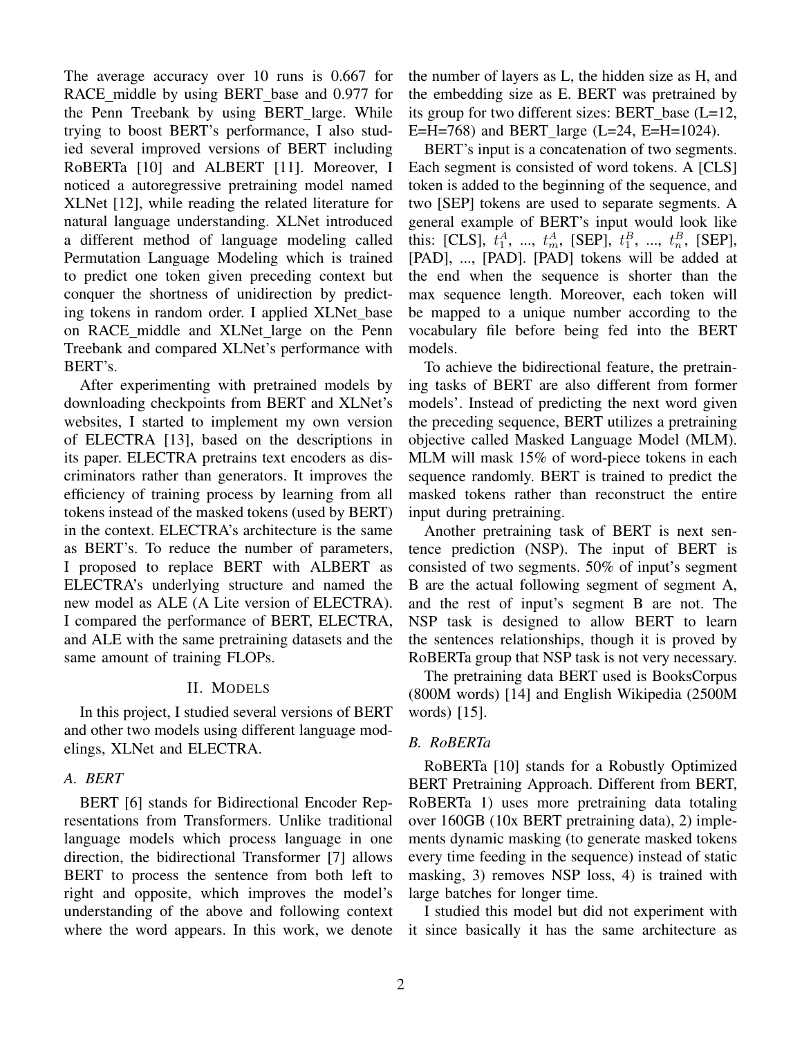The average accuracy over 10 runs is 0.667 for RACE_middle by using BERT_base and 0.977 for the Penn Treebank by using BERT_large. While trying to boost BERT's performance, I also studied several improved versions of BERT including RoBERTa [10] and ALBERT [11]. Moreover, I noticed a autoregressive pretraining model named XLNet [12], while reading the related literature for natural language understanding. XLNet introduced a different method of language modeling called Permutation Language Modeling which is trained to predict one token given preceding context but conquer the shortness of unidirection by predicting tokens in random order. I applied XLNet_base on RACE_middle and XLNet_large on the Penn Treebank and compared XLNet's performance with BERT's.

After experimenting with pretrained models by downloading checkpoints from BERT and XLNet's websites, I started to implement my own version of ELECTRA [13], based on the descriptions in its paper. ELECTRA pretrains text encoders as discriminators rather than generators. It improves the efficiency of training process by learning from all tokens instead of the masked tokens (used by BERT) in the context. ELECTRA's architecture is the same as BERT's. To reduce the number of parameters, I proposed to replace BERT with ALBERT as ELECTRA's underlying structure and named the new model as ALE (A Lite version of ELECTRA). I compared the performance of BERT, ELECTRA, and ALE with the same pretraining datasets and the same amount of training FLOPs.

## II. Models

In this project, I studied several versions of BERT and other two models using different language modelings, XLNet and ELECTRA.

### A. BERT

BERT [6] stands for Bidirectional Encoder Representations from Transformers. Unlike traditional language models which process language in one direction, the bidirectional Transformer [7] allows BERT to process the sentence from both left to right and opposite, which improves the model's understanding of the above and following context where the word appears. In this work, we denote the number of layers as L, the hidden size as H, and the embedding size as E. BERT was pretrained by its group for two different sizes: BERT_base (L=12, E=H=768) and BERT_large (L=24, E=H=1024).

BERT's input is a concatenation of two segments. Each segment is consisted of word tokens. A [CLS] token is added to the beginning of the sequence, and two [SEP] tokens are used to separate segments. A general example of BERT's input would look like this: [CLS], $t_1^A$, ..., $t_m^A$, [SEP], $t_1^B$, ..., $t_n^B$, [SEP], [PAD], ..., [PAD]. [PAD] tokens will be added at the end when the sequence is shorter than the max sequence length. Moreover, each token will be mapped to a unique number according to the vocabulary file before being fed into the BERT models.

To achieve the bidirectional feature, the pretraining tasks of BERT are also different from former models'. Instead of predicting the next word given the preceding sequence, BERT utilizes a pretraining objective called Masked Language Model (MLM). MLM will mask 15% of word-piece tokens in each sequence randomly. BERT is trained to predict the masked tokens rather than reconstruct the entire input during pretraining.

Another pretraining task of BERT is next sentence prediction (NSP). The input of BERT is consisted of two segments. 50% of input's segment B are the actual following segment of segment A, and the rest of input's segment B are not. The NSP task is designed to allow BERT to learn the sentences relationships, though it is proved by RoBERTa group that NSP task is not very necessary.

The pretraining data BERT used is BooksCorpus (800M words) [14] and English Wikipedia (2500M words) [15].

### B. RoBERTa

RoBERTa [10] stands for a Robustly Optimized BERT Pretraining Approach. Different from BERT, RoBERTa 1) uses more pretraining data totaling over 160GB (10x BERT pretraining data), 2) implements dynamic masking (to generate masked tokens every time feeding in the sequence) instead of static masking, 3) removes NSP loss, 4) is trained with large batches for longer time.

I studied this model but did not experiment with it since basically it has the same architecture as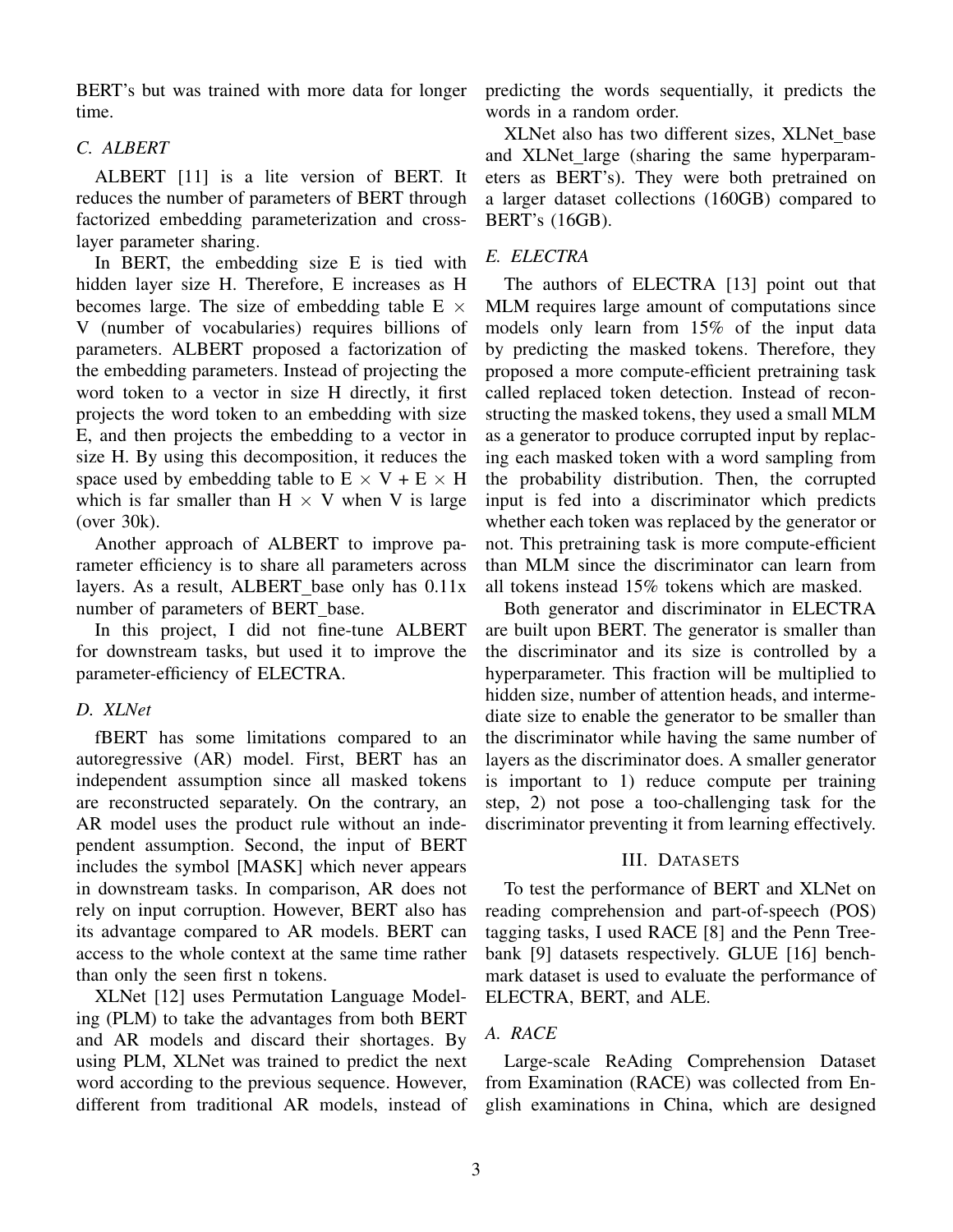BERT's but was trained with more data for longer time.

### C. ALBERT

ALBERT [11] is a lite version of BERT. It reduces the number of parameters of BERT through factorized embedding parameterization and cross-layer parameter sharing.

In BERT, the embedding size E is tied with hidden layer size H. Therefore, E increases as H becomes large. The size of embedding table E $\times$ V (number of vocabularies) requires billions of parameters. ALBERT proposed a factorization of the embedding parameters. Instead of projecting the word token to a vector in size H directly, it first projects the word token to an embedding with size E, and then projects the embedding to a vector in size H. By using this decomposition, it reduces the space used by embedding table to E $\times$ V + E $\times$ H which is far smaller than H $\times$ V when V is large (over 30k).

Another approach of ALBERT to improve parameter efficiency is to share all parameters across layers. As a result, ALBERT_base only has 0.11x number of parameters of BERT_base.

In this project, I did not fine-tune ALBERT for downstream tasks, but used it to improve the parameter-efficiency of ELECTRA.

### D. XLNet

fBERT has some limitations compared to an autoregressive (AR) model. First, BERT has an independent assumption since all masked tokens are reconstructed separately. On the contrary, an AR model uses the product rule without an independent assumption. Second, the input of BERT includes the symbol [MASK] which never appears in downstream tasks. In comparison, AR does not rely on input corruption. However, BERT also has its advantage compared to AR models. BERT can access to the whole context at the same time rather than only the seen first n tokens.

XLNet [12] uses Permutation Language Modeling (PLM) to take the advantages from both BERT and AR models and discard their shortages. By using PLM, XLNet was trained to predict the next word according to the previous sequence. However, different from traditional AR models, instead of predicting the words sequentially, it predicts the words in a random order.

XLNet also has two different sizes, XLNet_base and XLNet_large (sharing the same hyperparameters as BERT's). They were both pretrained on a larger dataset collections (160GB) compared to BERT's (16GB).

### E. ELECTRA

The authors of ELECTRA [13] point out that MLM requires large amount of computations since models only learn from 15% of the input data by predicting the masked tokens. Therefore, they proposed a more compute-efficient pretraining task called replaced token detection. Instead of reconstructing the masked tokens, they used a small MLM as a generator to produce corrupted input by replacing each masked token with a word sampling from the probability distribution. Then, the corrupted input is fed into a discriminator which predicts whether each token was replaced by the generator or not. This pretraining task is more compute-efficient than MLM since the discriminator can learn from all tokens instead 15% tokens which are masked.

Both generator and discriminator in ELECTRA are built upon BERT. The generator is smaller than the discriminator and its size is controlled by a hyperparameter. This fraction will be multiplied to hidden size, number of attention heads, and intermediate size to enable the generator to be smaller than the discriminator while having the same number of layers as the discriminator does. A smaller generator is important to 1) reduce compute per training step, 2) not pose a too-challenging task for the discriminator preventing it from learning effectively.

## III. Datasets

To test the performance of BERT and XLNet on reading comprehension and part-of-speech (POS) tagging tasks, I used RACE [8] and the Penn Treebank [9] datasets respectively. GLUE [16] benchmark dataset is used to evaluate the performance of ELECTRA, BERT, and ALE.

### A. RACE

Large-scale ReAding Comprehension Dataset from Examination (RACE) was collected from English examinations in China, which are designed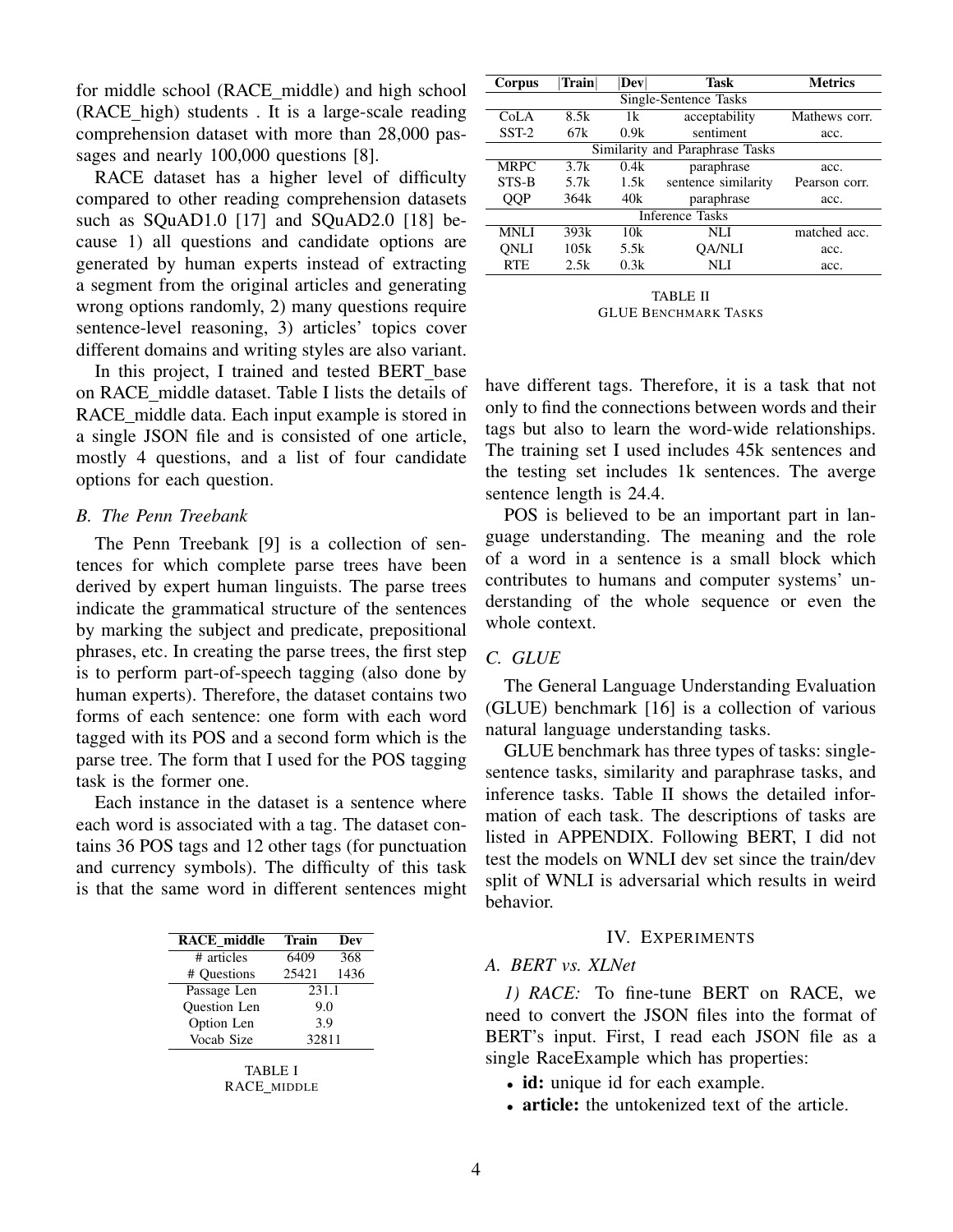for middle school (RACE_middle) and high school (RACE_high) students . It is a large-scale reading comprehension dataset with more than 28,000 passages and nearly 100,000 questions [8].

RACE dataset has a higher level of difficulty compared to other reading comprehension datasets such as SQuAD1.0 [17] and SQuAD2.0 [18] because 1) all questions and candidate options are generated by human experts instead of extracting a segment from the original articles and generating wrong options randomly, 2) many questions require sentence-level reasoning, 3) articles' topics cover different domains and writing styles are also variant.

In this project, I trained and tested BERT_base on RACE_middle dataset. Table I lists the details of RACE_middle data. Each input example is stored in a single JSON file and is consisted of one article, mostly 4 questions, and a list of four candidate options for each question.

### B. The Penn Treebank

The Penn Treebank [9] is a collection of sentences for which complete parse trees have been derived by expert human linguists. The parse trees indicate the grammatical structure of the sentences by marking the subject and predicate, prepositional phrases, etc. In creating the parse trees, the first step is to perform part-of-speech tagging (also done by human experts). Therefore, the dataset contains two forms of each sentence: one form with each word tagged with its POS and a second form which is the parse tree. The form that I used for the POS tagging task is the former one.

Each instance in the dataset is a sentence where each word is associated with a tag. The dataset contains 36 POS tags and 12 other tags (for punctuation and currency symbols). The difficulty of this task is that the same word in different sentences might have different tags. Therefore, it is a task that not only to find the connections between words and their tags but also to learn the word-wide relationships. The training set I used includes 45k sentences and the testing set includes 1k sentences. The averge sentence length is 24.4.

| RACE_middle | Train | Dev |
|---|---|---|
| # articles | 6409 | 368 |
| # Questions | 25421 | 1436 |
| Passage Len | 231.1 | |
| Question Len | 9.0 | |
| Option Len | 3.9 | |
| Vocab Size | 32811 | |

TABLE I
RACE_MIDDLE

| Corpus | \|Train\| | \|Dev\| | Task | Metrics |
|---|---|---|---|---|
| Single-Sentence Tasks | | | | |
| CoLA | 8.5k | 1k | acceptability | Mathews corr. |
| SST-2 | 67k | 0.9k | sentiment | acc. |
| Similarity and Paraphrase Tasks | | | | |
| MRPC | 3.7k | 0.4k | paraphrase | acc. |
| STS-B | 5.7k | 1.5k | sentence similarity | Pearson corr. |
| QQP | 364k | 40k | paraphrase | acc. |
| Inference Tasks | | | | |
| MNLI | 393k | 10k | NLI | matched acc. |
| QNLI | 105k | 5.5k | QA/NLI | acc. |
| RTE | 2.5k | 0.3k | NLI | acc. |

TABLE II
GLUE BENCHMARK TASKS

POS is believed to be an important part in language understanding. The meaning and the role of a word in a sentence is a small block which contributes to humans and computer systems' understanding of the whole sequence or even the whole context.

### C. GLUE

The General Language Understanding Evaluation (GLUE) benchmark [16] is a collection of various natural language understanding tasks.

GLUE benchmark has three types of tasks: single-sentence tasks, similarity and paraphrase tasks, and inference tasks. Table II shows the detailed information of each task. The descriptions of tasks are listed in APPENDIX. Following BERT, I did not test the models on WNLI dev set since the train/dev split of WNLI is adversarial which results in weird behavior.

## IV. EXPERIMENTS

### A. BERT vs. XLNet

*1) RACE:* To fine-tune BERT on RACE, we need to convert the JSON files into the format of BERT's input. First, I read each JSON file as a single RaceExample which has properties:

- **id:** unique id for each example.
- **article:** the untokenized text of the article.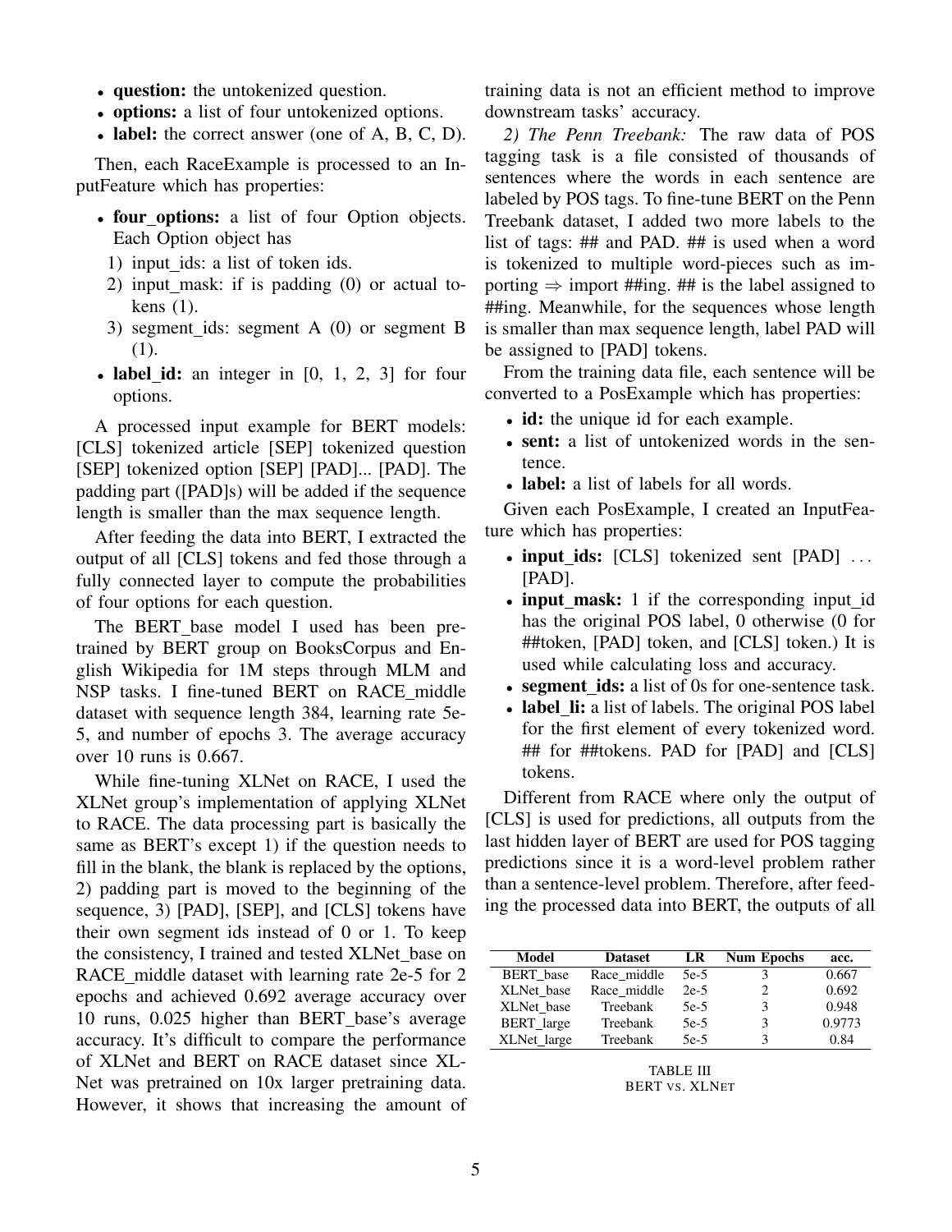- **question:** the untokenized question.
- **options:** a list of four untokenized options.
- **label:** the correct answer (one of A, B, C, D).

Then, each RaceExample is processed to an InputFeature which has properties:

- **four_options:** a list of four Option objects. Each Option object has
  1) input_ids: a list of token ids.
  2) input_mask: if is padding (0) or actual tokens (1).
  3) segment_ids: segment A (0) or segment B (1).
- **label_id:** an integer in [0, 1, 2, 3] for four options.

A processed input example for BERT models: [CLS] tokenized article [SEP] tokenized question [SEP] tokenized option [SEP] [PAD]... [PAD]. The padding part ([PAD]s) will be added if the sequence length is smaller than the max sequence length.

After feeding the data into BERT, I extracted the output of all [CLS] tokens and fed those through a fully connected layer to compute the probabilities of four options for each question.

The BERT_base model I used has been pretrained by BERT group on BooksCorpus and English Wikipedia for 1M steps through MLM and NSP tasks. I fine-tuned BERT on RACE_middle dataset with sequence length 384, learning rate 5e-5, and number of epochs 3. The average accuracy over 10 runs is 0.667.

While fine-tuning XLNet on RACE, I used the XLNet group's implementation of applying XLNet to RACE. The data processing part is basically the same as BERT's except 1) if the question needs to fill in the blank, the blank is replaced by the options, 2) padding part is moved to the beginning of the sequence, 3) [PAD], [SEP], and [CLS] tokens have their own segment ids instead of 0 or 1. To keep the consistency, I trained and tested XLNet_base on RACE_middle dataset with learning rate 2e-5 for 2 epochs and achieved 0.692 average accuracy over 10 runs, 0.025 higher than BERT_base's average accuracy. It's difficult to compare the performance of XLNet and BERT on RACE dataset since XLNet was pretrained on 10x larger pretraining data. However, it shows that increasing the amount of training data is not an efficient method to improve downstream tasks' accuracy.

*2) The Penn Treebank:* The raw data of POS tagging task is a file consisted of thousands of sentences where the words in each sentence are labeled by POS tags. To fine-tune BERT on the Penn Treebank dataset, I added two more labels to the list of tags: ## and PAD. ## is used when a word is tokenized to multiple word-pieces such as importing ⇒ import ##ing. ## is the label assigned to ##ing. Meanwhile, for the sequences whose length is smaller than max sequence length, label PAD will be assigned to [PAD] tokens.

From the training data file, each sentence will be converted to a PosExample which has properties:

- **id:** the unique id for each example.
- **sent:** a list of untokenized words in the sentence.
- **label:** a list of labels for all words.

Given each PosExample, I created an InputFeature which has properties:

- **input_ids:** [CLS] tokenized sent [PAD] ... [PAD].
- **input_mask:** 1 if the corresponding input_id has the original POS label, 0 otherwise (0 for ##token, [PAD] token, and [CLS] token.) It is used while calculating loss and accuracy.
- **segment_ids:** a list of 0s for one-sentence task.
- **label_li:** a list of labels. The original POS label for the first element of every tokenized word. ## for ##tokens. PAD for [PAD] and [CLS] tokens.

Different from RACE where only the output of [CLS] is used for predictions, all outputs from the last hidden layer of BERT are used for POS tagging predictions since it is a word-level problem rather than a sentence-level problem. Therefore, after feeding the processed data into BERT, the outputs of all

| Model | Dataset | LR | Num Epochs | acc. |
|---|---|---|---|---|
| BERT_base | Race_middle | 5e-5 | 3 | 0.667 |
| XLNet_base | Race_middle | 2e-5 | 2 | 0.692 |
| XLNet_base | Treebank | 5e-5 | 3 | 0.948 |
| BERT_large | Treebank | 5e-5 | 3 | 0.9773 |
| XLNet_large | Treebank | 5e-5 | 3 | 0.84 |

TABLE III
BERT VS. XLNET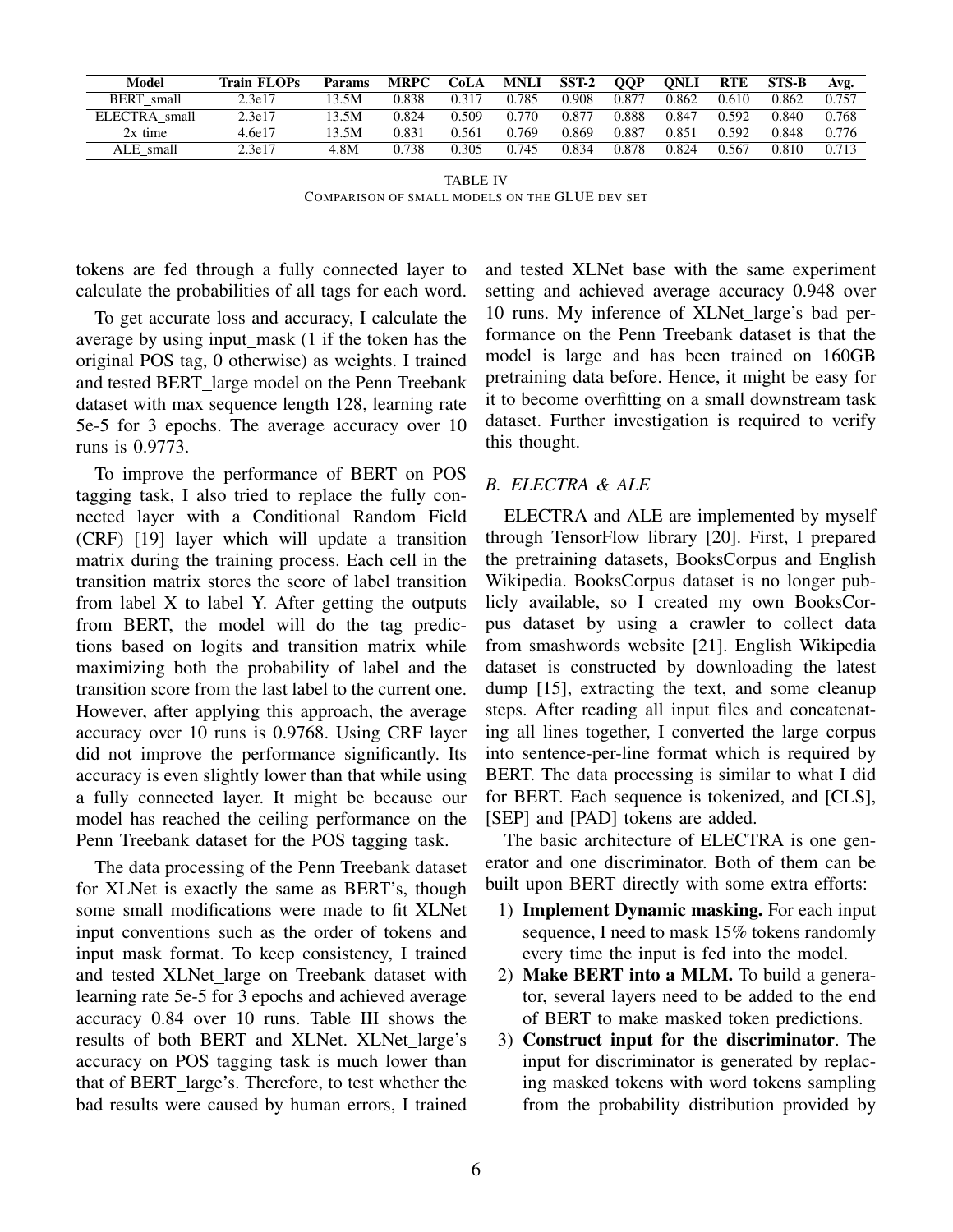| Model | Train FLOPs | Params | MRPC | CoLA | MNLI | SST-2 | QQP | QNLI | RTE | STS-B | Avg. |
|---|---|---|---|---|---|---|---|---|---|---|---|
| BERT_small | 2.3e17 | 13.5M | 0.838 | 0.317 | 0.785 | 0.908 | 0.877 | 0.862 | 0.610 | 0.862 | 0.757 |
| ELECTRA_small | 2.3e17 | 13.5M | 0.824 | 0.509 | 0.770 | 0.877 | 0.888 | 0.847 | 0.592 | 0.840 | 0.768 |
| 2x time | 4.6e17 | 13.5M | 0.831 | 0.561 | 0.769 | 0.869 | 0.887 | 0.851 | 0.592 | 0.848 | 0.776 |
| ALE_small | 2.3e17 | 4.8M | 0.738 | 0.305 | 0.745 | 0.834 | 0.878 | 0.824 | 0.567 | 0.810 | 0.713 |

TABLE IV
COMPARISON OF SMALL MODELS ON THE GLUE DEV SET

tokens are fed through a fully connected layer to calculate the probabilities of all tags for each word.

To get accurate loss and accuracy, I calculate the average by using input_mask (1 if the token has the original POS tag, 0 otherwise) as weights. I trained and tested BERT_large model on the Penn Treebank dataset with max sequence length 128, learning rate 5e-5 for 3 epochs. The average accuracy over 10 runs is 0.9773.

To improve the performance of BERT on POS tagging task, I also tried to replace the fully connected layer with a Conditional Random Field (CRF) [19] layer which will update a transition matrix during the training process. Each cell in the transition matrix stores the score of label transition from label X to label Y. After getting the outputs from BERT, the model will do the tag predictions based on logits and transition matrix while maximizing both the probability of label and the transition score from the last label to the current one. However, after applying this approach, the average accuracy over 10 runs is 0.9768. Using CRF layer did not improve the performance significantly. Its accuracy is even slightly lower than that while using a fully connected layer. It might be because our model has reached the ceiling performance on the Penn Treebank dataset for the POS tagging task.

The data processing of the Penn Treebank dataset for XLNet is exactly the same as BERT's, though some small modifications were made to fit XLNet input conventions such as the order of tokens and input mask format. To keep consistency, I trained and tested XLNet_large on Treebank dataset with learning rate 5e-5 for 3 epochs and achieved average accuracy 0.84 over 10 runs. Table III shows the results of both BERT and XLNet. XLNet_large's accuracy on POS tagging task is much lower than that of BERT_large's. Therefore, to test whether the bad results were caused by human errors, I trained and tested XLNet_base with the same experiment setting and achieved average accuracy 0.948 over 10 runs. My inference of XLNet_large's bad performance on the Penn Treebank dataset is that the model is large and has been trained on 160GB pretraining data before. Hence, it might be easy for it to become overfitting on a small downstream task dataset. Further investigation is required to verify this thought.

### B. ELECTRA & ALE

ELECTRA and ALE are implemented by myself through TensorFlow library [20]. First, I prepared the pretraining datasets, BooksCorpus and English Wikipedia. BooksCorpus dataset is no longer publicly available, so I created my own BooksCorpus dataset by using a crawler to collect data from smashwords website [21]. English Wikipedia dataset is constructed by downloading the latest dump [15], extracting the text, and some cleanup steps. After reading all input files and concatenating all lines together, I converted the large corpus into sentence-per-line format which is required by BERT. The data processing is similar to what I did for BERT. Each sequence is tokenized, and [CLS], [SEP] and [PAD] tokens are added.

The basic architecture of ELECTRA is one generator and one discriminator. Both of them can be built upon BERT directly with some extra efforts:

1) **Implement Dynamic masking.** For each input sequence, I need to mask 15% tokens randomly every time the input is fed into the model.
2) **Make BERT into a MLM.** To build a generator, several layers need to be added to the end of BERT to make masked token predictions.
3) **Construct input for the discriminator**. The input for discriminator is generated by replacing masked tokens with word tokens sampling from the probability distribution provided by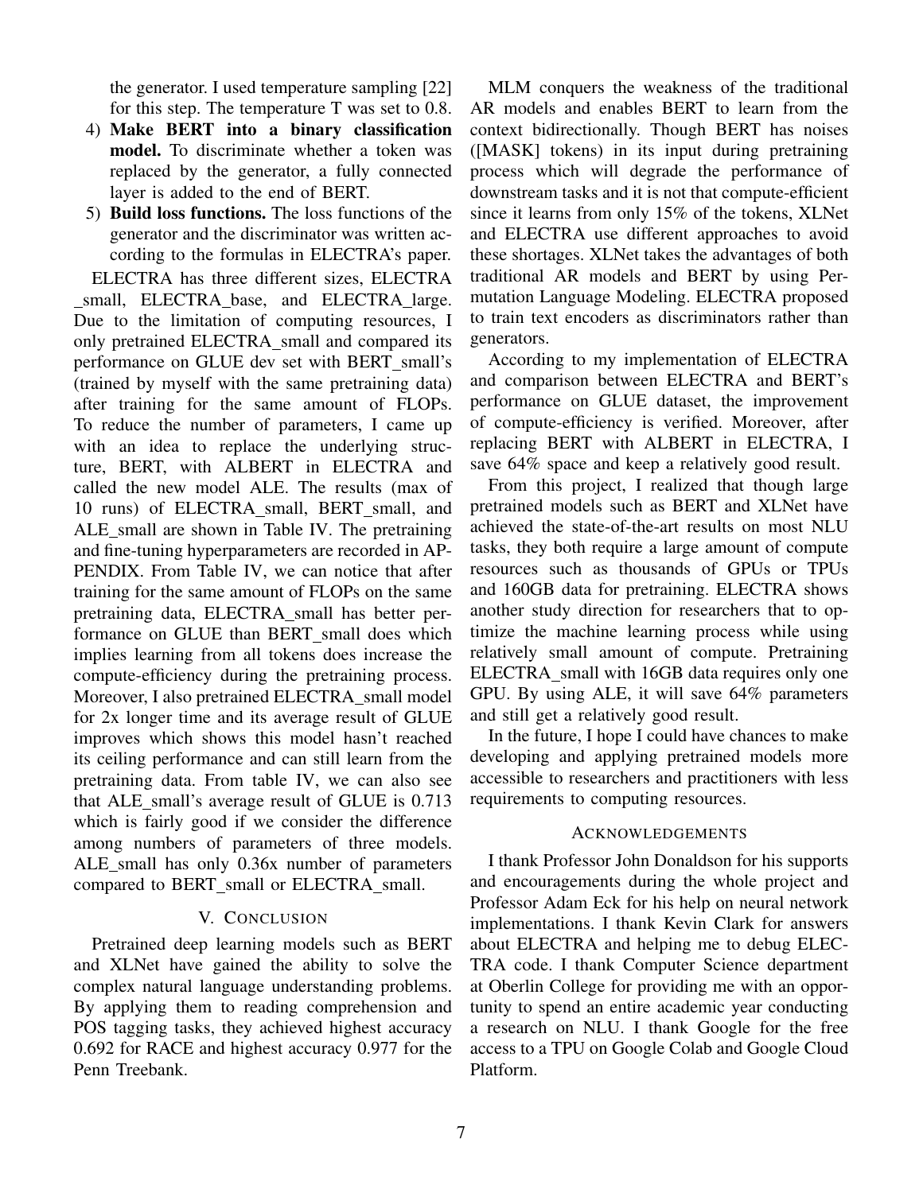the generator. I used temperature sampling [22] for this step. The temperature T was set to 0.8.

4) **Make BERT into a binary classification model.** To discriminate whether a token was replaced by the generator, a fully connected layer is added to the end of BERT.
5) **Build loss functions.** The loss functions of the generator and the discriminator was written according to the formulas in ELECTRA's paper.

ELECTRA has three different sizes, ELECTRA _small, ELECTRA_base, and ELECTRA_large. Due to the limitation of computing resources, I only pretrained ELECTRA_small and compared its performance on GLUE dev set with BERT_small's (trained by myself with the same pretraining data) after training for the same amount of FLOPs. To reduce the number of parameters, I came up with an idea to replace the underlying structure, BERT, with ALBERT in ELECTRA and called the new model ALE. The results (max of 10 runs) of ELECTRA_small, BERT_small, and ALE_small are shown in Table IV. The pretraining and fine-tuning hyperparameters are recorded in APPENDIX. From Table IV, we can notice that after training for the same amount of FLOPs on the same pretraining data, ELECTRA_small has better performance on GLUE than BERT_small does which implies learning from all tokens does increase the compute-efficiency during the pretraining process. Moreover, I also pretrained ELECTRA_small model for 2x longer time and its average result of GLUE improves which shows this model hasn't reached its ceiling performance and can still learn from the pretraining data. From table IV, we can also see that ALE_small's average result of GLUE is 0.713 which is fairly good if we consider the difference among numbers of parameters of three models. ALE_small has only 0.36x number of parameters compared to BERT_small or ELECTRA_small.

## V. Conclusion

Pretrained deep learning models such as BERT and XLNet have gained the ability to solve the complex natural language understanding problems. By applying them to reading comprehension and POS tagging tasks, they achieved highest accuracy 0.692 for RACE and highest accuracy 0.977 for the Penn Treebank.

MLM conquers the weakness of the traditional AR models and enables BERT to learn from the context bidirectionally. Though BERT has noises ([MASK] tokens) in its input during pretraining process which will degrade the performance of downstream tasks and it is not that compute-efficient since it learns from only 15% of the tokens, XLNet and ELECTRA use different approaches to avoid these shortages. XLNet takes the advantages of both traditional AR models and BERT by using Permutation Language Modeling. ELECTRA proposed to train text encoders as discriminators rather than generators.

According to my implementation of ELECTRA and comparison between ELECTRA and BERT's performance on GLUE dataset, the improvement of compute-efficiency is verified. Moreover, after replacing BERT with ALBERT in ELECTRA, I save 64% space and keep a relatively good result.

From this project, I realized that though large pretrained models such as BERT and XLNet have achieved the state-of-the-art results on most NLU tasks, they both require a large amount of compute resources such as thousands of GPUs or TPUs and 160GB data for pretraining. ELECTRA shows another study direction for researchers that to optimize the machine learning process while using relatively small amount of compute. Pretraining ELECTRA_small with 16GB data requires only one GPU. By using ALE, it will save 64% parameters and still get a relatively good result.

In the future, I hope I could have chances to make developing and applying pretrained models more accessible to researchers and practitioners with less requirements to computing resources.

## Acknowledgements

I thank Professor John Donaldson for his supports and encouragements during the whole project and Professor Adam Eck for his help on neural network implementations. I thank Kevin Clark for answers about ELECTRA and helping me to debug ELECTRA code. I thank Computer Science department at Oberlin College for providing me with an opportunity to spend an entire academic year conducting a research on NLU. I thank Google for the free access to a TPU on Google Colab and Google Cloud Platform.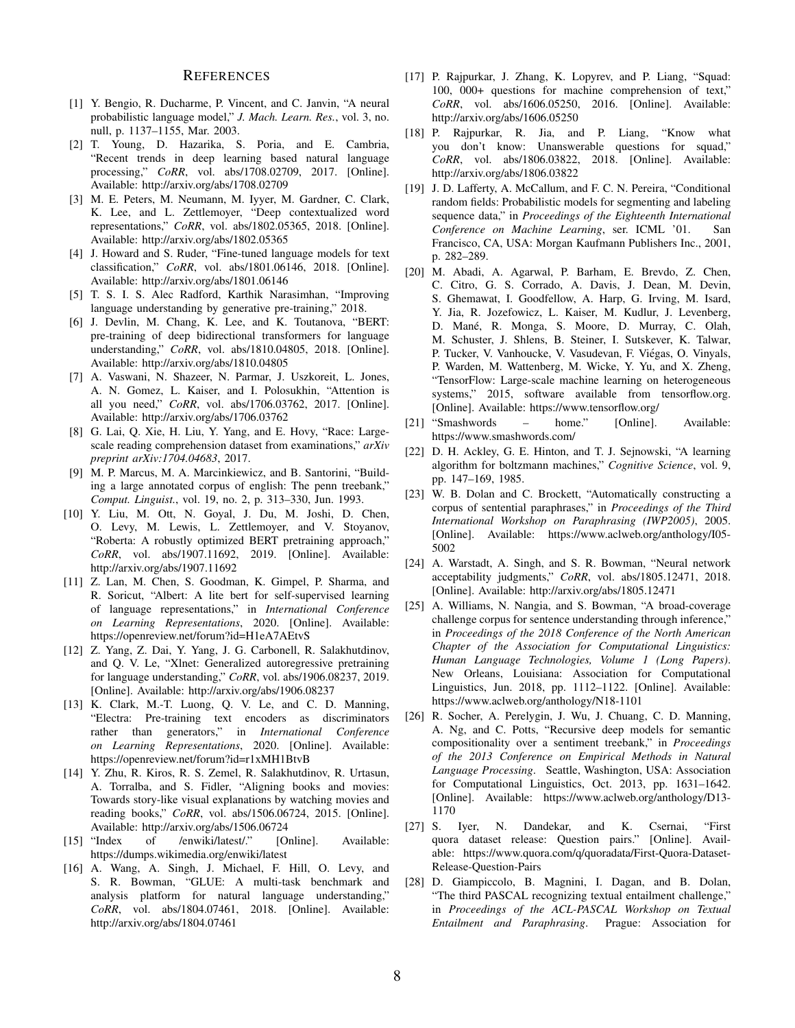## References

[1] Y. Bengio, R. Ducharme, P. Vincent, and C. Janvin, "A neural probabilistic language model," *J. Mach. Learn. Res.*, vol. 3, no. null, p. 1137–1155, Mar. 2003.

[2] T. Young, D. Hazarika, S. Poria, and E. Cambria, "Recent trends in deep learning based natural language processing," *CoRR*, vol. abs/1708.02709, 2017. [Online]. Available: http://arxiv.org/abs/1708.02709

[3] M. E. Peters, M. Neumann, M. Iyyer, M. Gardner, C. Clark, K. Lee, and L. Zettlemoyer, "Deep contextualized word representations," *CoRR*, vol. abs/1802.05365, 2018. [Online]. Available: http://arxiv.org/abs/1802.05365

[4] J. Howard and S. Ruder, "Fine-tuned language models for text classification," *CoRR*, vol. abs/1801.06146, 2018. [Online]. Available: http://arxiv.org/abs/1801.06146

[5] T. S. I. S. Alec Radford, Karthik Narasimhan, "Improving language understanding by generative pre-training," 2018.

[6] J. Devlin, M. Chang, K. Lee, and K. Toutanova, "BERT: pre-training of deep bidirectional transformers for language understanding," *CoRR*, vol. abs/1810.04805, 2018. [Online]. Available: http://arxiv.org/abs/1810.04805

[7] A. Vaswani, N. Shazeer, N. Parmar, J. Uszkoreit, L. Jones, A. N. Gomez, L. Kaiser, and I. Polosukhin, "Attention is all you need," *CoRR*, vol. abs/1706.03762, 2017. [Online]. Available: http://arxiv.org/abs/1706.03762

[8] G. Lai, Q. Xie, H. Liu, Y. Yang, and E. Hovy, "Race: Large-scale reading comprehension dataset from examinations," *arXiv preprint arXiv:1704.04683*, 2017.

[9] M. P. Marcus, M. A. Marcinkiewicz, and B. Santorini, "Building a large annotated corpus of english: The penn treebank," *Comput. Linguist.*, vol. 19, no. 2, p. 313–330, Jun. 1993.

[10] Y. Liu, M. Ott, N. Goyal, J. Du, M. Joshi, D. Chen, O. Levy, M. Lewis, L. Zettlemoyer, and V. Stoyanov, "Roberta: A robustly optimized BERT pretraining approach," *CoRR*, vol. abs/1907.11692, 2019. [Online]. Available: http://arxiv.org/abs/1907.11692

[11] Z. Lan, M. Chen, S. Goodman, K. Gimpel, P. Sharma, and R. Soricut, "Albert: A lite bert for self-supervised learning of language representations," in *International Conference on Learning Representations*, 2020. [Online]. Available: https://openreview.net/forum?id=H1eA7AEtvS

[12] Z. Yang, Z. Dai, Y. Yang, J. G. Carbonell, R. Salakhutdinov, and Q. V. Le, "Xlnet: Generalized autoregressive pretraining for language understanding," *CoRR*, vol. abs/1906.08237, 2019. [Online]. Available: http://arxiv.org/abs/1906.08237

[13] K. Clark, M.-T. Luong, Q. V. Le, and C. D. Manning, "Electra: Pre-training text encoders as discriminators rather than generators," in *International Conference on Learning Representations*, 2020. [Online]. Available: https://openreview.net/forum?id=r1xMH1BtvB

[14] Y. Zhu, R. Kiros, R. S. Zemel, R. Salakhutdinov, R. Urtasun, A. Torralba, and S. Fidler, "Aligning books and movies: Towards story-like visual explanations by watching movies and reading books," *CoRR*, vol. abs/1506.06724, 2015. [Online]. Available: http://arxiv.org/abs/1506.06724

[15] "Index of /enwiki/latest/." [Online]. Available: https://dumps.wikimedia.org/enwiki/latest

[16] A. Wang, A. Singh, J. Michael, F. Hill, O. Levy, and S. R. Bowman, "GLUE: A multi-task benchmark and analysis platform for natural language understanding," *CoRR*, vol. abs/1804.07461, 2018. [Online]. Available: http://arxiv.org/abs/1804.07461

[17] P. Rajpurkar, J. Zhang, K. Lopyrev, and P. Liang, "Squad: 100, 000+ questions for machine comprehension of text," *CoRR*, vol. abs/1606.05250, 2016. [Online]. Available: http://arxiv.org/abs/1606.05250

[18] P. Rajpurkar, R. Jia, and P. Liang, "Know what you don't know: Unanswerable questions for squad," *CoRR*, vol. abs/1806.03822, 2018. [Online]. Available: http://arxiv.org/abs/1806.03822

[19] J. D. Lafferty, A. McCallum, and F. C. N. Pereira, "Conditional random fields: Probabilistic models for segmenting and labeling sequence data," in *Proceedings of the Eighteenth International Conference on Machine Learning*, ser. ICML '01. San Francisco, CA, USA: Morgan Kaufmann Publishers Inc., 2001, p. 282–289.

[20] M. Abadi, A. Agarwal, P. Barham, E. Brevdo, Z. Chen, C. Citro, G. S. Corrado, A. Davis, J. Dean, M. Devin, S. Ghemawat, I. Goodfellow, A. Harp, G. Irving, M. Isard, Y. Jia, R. Jozefowicz, L. Kaiser, M. Kudlur, J. Levenberg, D. Mané, R. Monga, S. Moore, D. Murray, C. Olah, M. Schuster, J. Shlens, B. Steiner, I. Sutskever, K. Talwar, P. Tucker, V. Vanhoucke, V. Vasudevan, F. Viégas, O. Vinyals, P. Warden, M. Wattenberg, M. Wicke, Y. Yu, and X. Zheng, "TensorFlow: Large-scale machine learning on heterogeneous systems," 2015, software available from tensorflow.org. [Online]. Available: https://www.tensorflow.org/

[21] "Smashwords – home." [Online]. Available: https://www.smashwords.com/

[22] D. H. Ackley, G. E. Hinton, and T. J. Sejnowski, "A learning algorithm for boltzmann machines," *Cognitive Science*, vol. 9, pp. 147–169, 1985.

[23] W. B. Dolan and C. Brockett, "Automatically constructing a corpus of sentential paraphrases," in *Proceedings of the Third International Workshop on Paraphrasing (IWP2005)*, 2005. [Online]. Available: https://www.aclweb.org/anthology/I05-5002

[24] A. Warstadt, A. Singh, and S. R. Bowman, "Neural network acceptability judgments," *CoRR*, vol. abs/1805.12471, 2018. [Online]. Available: http://arxiv.org/abs/1805.12471

[25] A. Williams, N. Nangia, and S. Bowman, "A broad-coverage challenge corpus for sentence understanding through inference," in *Proceedings of the 2018 Conference of the North American Chapter of the Association for Computational Linguistics: Human Language Technologies, Volume 1 (Long Papers)*. New Orleans, Louisiana: Association for Computational Linguistics, Jun. 2018, pp. 1112–1122. [Online]. Available: https://www.aclweb.org/anthology/N18-1101

[26] R. Socher, A. Perelygin, J. Wu, J. Chuang, C. D. Manning, A. Ng, and C. Potts, "Recursive deep models for semantic compositionality over a sentiment treebank," in *Proceedings of the 2013 Conference on Empirical Methods in Natural Language Processing*. Seattle, Washington, USA: Association for Computational Linguistics, Oct. 2013, pp. 1631–1642. [Online]. Available: https://www.aclweb.org/anthology/D13-1170

[27] S. Iyer, N. Dandekar, and K. Csernai, "First quora dataset release: Question pairs." [Online]. Available: https://www.quora.com/q/quoradata/First-Quora-Dataset-Release-Question-Pairs

[28] D. Giampiccolo, B. Magnini, I. Dagan, and B. Dolan, "The third PASCAL recognizing textual entailment challenge," in *Proceedings of the ACL-PASCAL Workshop on Textual Entailment and Paraphrasing*. Prague: Association for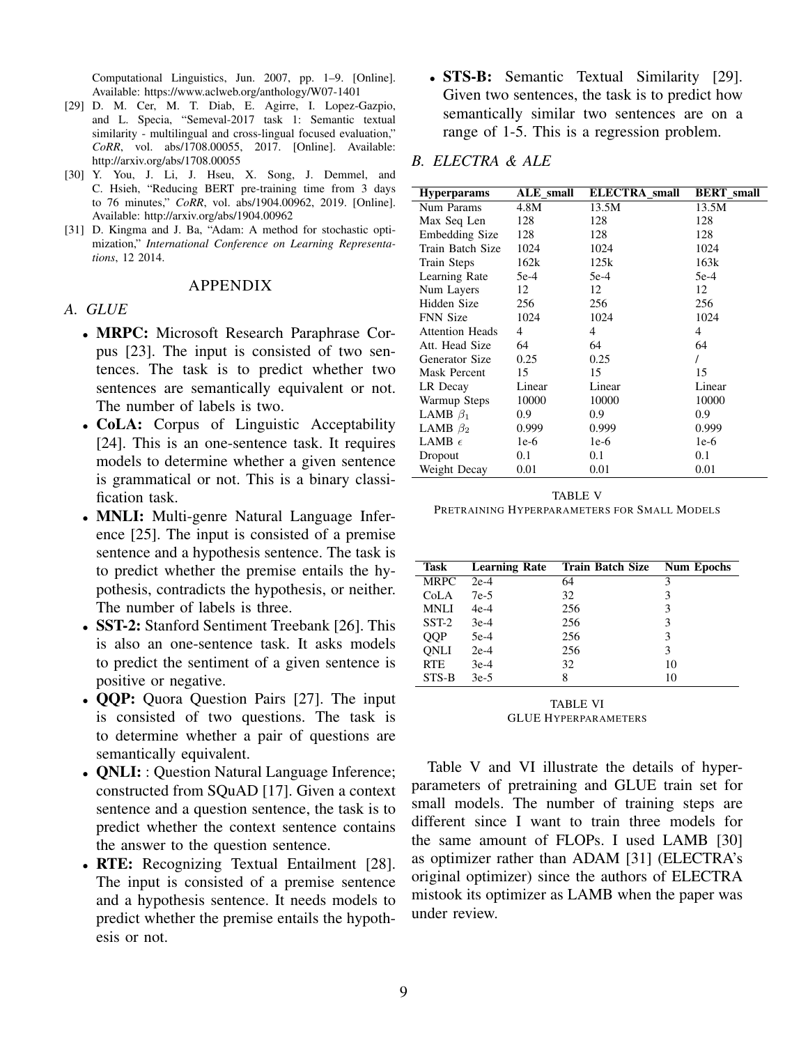Computational Linguistics, Jun. 2007, pp. 1–9. [Online]. Available: https://www.aclweb.org/anthology/W07-1401

[29] D. M. Cer, M. T. Diab, E. Agirre, I. Lopez-Gazpio, and L. Specia, "Semeval-2017 task 1: Semantic textual similarity - multilingual and cross-lingual focused evaluation," *CoRR*, vol. abs/1708.00055, 2017. [Online]. Available: http://arxiv.org/abs/1708.00055

[30] Y. You, J. Li, J. Hseu, X. Song, J. Demmel, and C. Hsieh, "Reducing BERT pre-training time from 3 days to 76 minutes," *CoRR*, vol. abs/1904.00962, 2019. [Online]. Available: http://arxiv.org/abs/1904.00962

[31] D. Kingma and J. Ba, "Adam: A method for stochastic optimization," *International Conference on Learning Representations*, 12 2014.

# APPENDIX

## A. GLUE

- **MRPC:** Microsoft Research Paraphrase Corpus [23]. The input is consisted of two sentences. The task is to predict whether two sentences are semantically equivalent or not. The number of labels is two.
- **CoLA:** Corpus of Linguistic Acceptability [24]. This is an one-sentence task. It requires models to determine whether a given sentence is grammatical or not. This is a binary classification task.
- **MNLI:** Multi-genre Natural Language Inference [25]. The input is consisted of a premise sentence and a hypothesis sentence. The task is to predict whether the premise entails the hypothesis, contradicts the hypothesis, or neither. The number of labels is three.
- **SST-2:** Stanford Sentiment Treebank [26]. This is also an one-sentence task. It asks models to predict the sentiment of a given sentence is positive or negative.
- **QQP:** Quora Question Pairs [27]. The input is consisted of two questions. The task is to determine whether a pair of questions are semantically equivalent.
- **QNLI:** : Question Natural Language Inference; constructed from SQuAD [17]. Given a context sentence and a question sentence, the task is to predict whether the context sentence contains the answer to the question sentence.
- **RTE:** Recognizing Textual Entailment [28]. The input is consisted of a premise sentence and a hypothesis sentence. It needs models to predict whether the premise entails the hypothesis or not.
- **STS-B:** Semantic Textual Similarity [29]. Given two sentences, the task is to predict how semantically similar two sentences are on a range of 1-5. This is a regression problem.

## B. ELECTRA & ALE

| Hyperparams | ALE_small | ELECTRA_small | BERT_small |
|---|---|---|---|
| Num Params | 4.8M | 13.5M | 13.5M |
| Max Seq Len | 128 | 128 | 128 |
| Embedding Size | 128 | 128 | 128 |
| Train Batch Size | 1024 | 1024 | 1024 |
| Train Steps | 162k | 125k | 163k |
| Learning Rate | 5e-4 | 5e-4 | 5e-4 |
| Num Layers | 12 | 12 | 12 |
| Hidden Size | 256 | 256 | 256 |
| FNN Size | 1024 | 1024 | 1024 |
| Attention Heads | 4 | 4 | 4 |
| Att. Head Size | 64 | 64 | 64 |
| Generator Size | 0.25 | 0.25 | / |
| Mask Percent | 15 | 15 | 15 |
| LR Decay | Linear | Linear | Linear |
| Warmup Steps | 10000 | 10000 | 10000 |
| LAMB $\beta_1$ | 0.9 | 0.9 | 0.9 |
| LAMB $\beta_2$ | 0.999 | 0.999 | 0.999 |
| LAMB $\epsilon$ | 1e-6 | 1e-6 | 1e-6 |
| Dropout | 0.1 | 0.1 | 0.1 |
| Weight Decay | 0.01 | 0.01 | 0.01 |

TABLE V
PRETRAINING HYPERPARAMETERS FOR SMALL MODELS

| Task | Learning Rate | Train Batch Size | Num Epochs |
|---|---|---|---|
| MRPC | 2e-4 | 64 | 3 |
| CoLA | 7e-5 | 32 | 3 |
| MNLI | 4e-4 | 256 | 3 |
| SST-2 | 3e-4 | 256 | 3 |
| QQP | 5e-4 | 256 | 3 |
| QNLI | 2e-4 | 256 | 3 |
| RTE | 3e-4 | 32 | 10 |
| STS-B | 3e-5 | 8 | 10 |

TABLE VI
GLUE HYPERPARAMETERS

Table V and VI illustrate the details of hyperparameters of pretraining and GLUE train set for small models. The number of training steps are different since I want to train three models for the same amount of FLOPs. I used LAMB [30] as optimizer rather than ADAM [31] (ELECTRA's original optimizer) since the authors of ELECTRA mistook its optimizer as LAMB when the paper was under review.